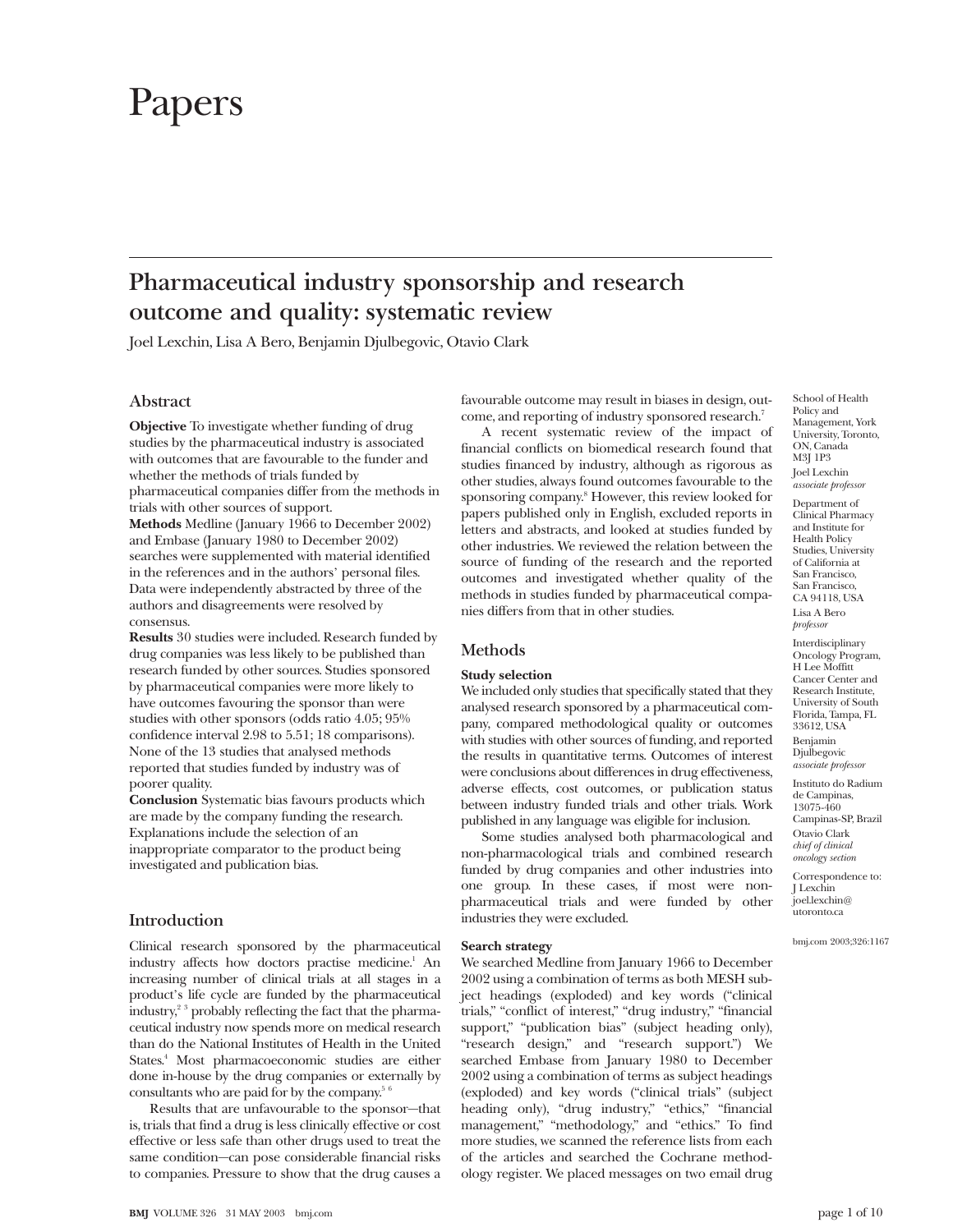# Papers

## Pharmaceutical industry sponsorship and research outcome and quality: systematic review

Joel Lexchin, Lisa A Bero, Benjamin Djulbegovic, Otavio Clark

### Abstract

**Objective** To investigate whether funding of drug studies by the pharmaceutical industry is associated with outcomes that are favourable to the funder and whether the methods of trials funded by pharmaceutical companies differ from the methods in trials with other sources of support.

**Methods** Medline (January 1966 to December 2002) and Embase (January 1980 to December 2002) searches were supplemented with material identified in the references and in the authors' personal files. Data were independently abstracted by three of the authors and disagreements were resolved by consensus.

**Results** 30 studies were included. Research funded by drug companies was less likely to be published than research funded by other sources. Studies sponsored by pharmaceutical companies were more likely to have outcomes favouring the sponsor than were studies with other sponsors (odds ratio 4.05; 95% confidence interval 2.98 to 5.51; 18 comparisons). None of the 13 studies that analysed methods reported that studies funded by industry was of poorer quality.

**Conclusion** Systematic bias favours products which are made by the company funding the research. Explanations include the selection of an inappropriate comparator to the product being investigated and publication bias.

### Introduction

Clinical research sponsored by the pharmaceutical industry affects how doctors practise medicine.[1] An increasing number of clinical trials at all stages in a product's life cycle are funded by the pharmaceutical industry,[2 3] probably reflecting the fact that the pharmaceutical industry now spends more on medical research than do the National Institutes of Health in the United States.[4] Most pharmacoeconomic studies are either done in-house by the drug companies or externally by consultants who are paid for by the company.[5 6]

Results that are unfavourable to the sponsor—that is, trials that find a drug is less clinically effective or cost effective or less safe than other drugs used to treat the same condition—can pose considerable financial risks to companies. Pressure to show that the drug causes a favourable outcome may result in biases in design, outcome, and reporting of industry sponsored research.[7]

A recent systematic review of the impact of financial conflicts on biomedical research found that studies financed by industry, although as rigorous as other studies, always found outcomes favourable to the sponsoring company.[8] However, this review looked for papers published only in English, excluded reports in letters and abstracts, and looked at studies funded by other industries. We reviewed the relation between the source of funding of the research and the reported outcomes and investigated whether quality of the methods in studies funded by pharmaceutical companies differs from that in other studies.

### Methods

#### Study selection

We included only studies that specifically stated that they analysed research sponsored by a pharmaceutical company, compared methodological quality or outcomes with studies with other sources of funding, and reported the results in quantitative terms. Outcomes of interest were conclusions about differences in drug effectiveness, adverse effects, cost outcomes, or publication status between industry funded trials and other trials. Work published in any language was eligible for inclusion.

Some studies analysed both pharmacological and non-pharmacological trials and combined research funded by drug companies and other industries into one group. In these cases, if most were non-pharmaceutical trials and were funded by other industries they were excluded.

#### Search strategy

We searched Medline from January 1966 to December 2002 using a combination of terms as both MESH subject headings (exploded) and key words ("clinical trials," "conflict of interest," "drug industry," "financial support," "publication bias" (subject heading only), "research design," and "research support.") We searched Embase from January 1980 to December 2002 using a combination of terms as subject headings (exploded) and key words ("clinical trials" (subject heading only), "drug industry," "ethics," "financial management," "methodology," and "ethics." To find more studies, we scanned the reference lists from each of the articles and searched the Cochrane methodology register. We placed messages on two email drug

School of Health Policy and Management, York University, Toronto, ON, Canada M3J 1P3
Joel Lexchin *associate professor*

Department of Clinical Pharmacy and Institute for Health Policy Studies, University of California at San Francisco, San Francisco, CA 94118, USA
Lisa A Bero *professor*

Interdisciplinary Oncology Program, H Lee Moffitt Cancer Center and Research Institute, University of South Florida, Tampa, FL 33612, USA
Benjamin Djulbegovic *associate professor*

Instituto do Radium de Campinas, 13075-460 Campinas-SP, Brazil
Otavio Clark *chief of clinical oncology section*

Correspondence to: J Lexchin joel.lexchin@utoronto.ca

bmj.com 2003;326:1167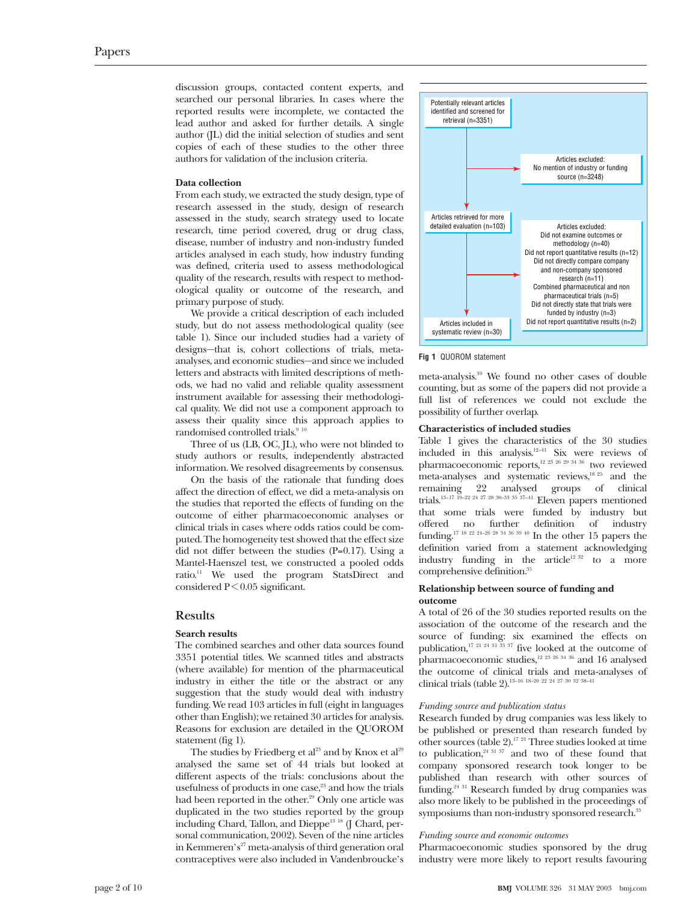discussion groups, contacted content experts, and searched our personal libraries. In cases where the reported results were incomplete, we contacted the lead author and asked for further details. A single author (JL) did the initial selection of studies and sent copies of each of these studies to the other three authors for validation of the inclusion criteria.

### Data collection

From each study, we extracted the study design, type of research assessed in the study, design of research assessed in the study, search strategy used to locate research, time period covered, drug or drug class, disease, number of industry and non-industry funded articles analysed in each study, how industry funding was defined, criteria used to assess methodological quality of the research, results with respect to methodological quality or outcome of the research, and primary purpose of study.

We provide a critical description of each included study, but do not assess methodological quality (see table 1). Since our included studies had a variety of designs—that is, cohort collections of trials, meta-analyses, and economic studies—and since we included letters and abstracts with limited descriptions of methods, we had no valid and reliable quality assessment instrument available for assessing their methodological quality. We did not use a component approach to assess their quality since this approach applies to randomised controlled trials.[9 10]

Three of us (LB, OC, JL), who were not blinded to study authors or results, independently abstracted information. We resolved disagreements by consensus.

On the basis of the rationale that funding does affect the direction of effect, we did a meta-analysis on the studies that reported the effects of funding on the outcome of either pharmacoeconomic analyses or clinical trials in cases where odds ratios could be computed. The homogeneity test showed that the effect size did not differ between the studies ($P=0.17$). Using a Mantel-Haenszel test, we constructed a pooled odds ratio.[11] We used the program StatsDirect and considered $P<0.05$ significant.

## Results

### Search results

The combined searches and other data sources found 3351 potential titles. We scanned titles and abstracts (where available) for mention of the pharmaceutical industry in either the title or the abstract or any suggestion that the study would deal with industry funding. We read 103 articles in full (eight in languages other than English); we retained 30 articles for analysis. Reasons for exclusion are detailed in the QUOROM statement (fig 1).

The studies by Friedberg et al[23] and by Knox et al[29] analysed the same set of 44 trials but looked at different aspects of the trials: conclusions about the usefulness of products in one case,[23] and how the trials had been reported in the other.[29] Only one article was duplicated in the two studies reported by the group including Chard, Tallon, and Dieppe[13 18] (J Chard, personal communication, 2002). Seven of the nine articles in Kemmeren's[27] meta-analysis of third generation oral contraceptives were also included in Vandenbroucke's meta-analysis.[39] We found no other cases of double counting, but as some of the papers did not provide a full list of references we could not exclude the possibility of further overlap.

Potentially relevant articles identified and screened for retrieval (n=3351)

Articles excluded: No mention of industry or funding source (n=3248)

Articles retrieved for more detailed evaluation (n=103)

Articles excluded:
Did not examine outcomes or methodology (n=40)
Did not report quantitative results (n=12)
Did not directly compare company and non-company sponsored research (n=11)
Combined pharmaceutical and non pharmaceutical trials (n=5)
Did not directly state that trials were funded by industry (n=3)
Did not report quantitative results (n=2)

Articles included in systematic review (n=30)

**Fig 1** QUOROM statement

### Characteristics of included studies

Table 1 gives the characteristics of the 30 studies included in this analysis.[12–41] Six were reviews of pharmacoeconomic reports,[12 23 26 29 34 36] two reviewed meta-analyses and systematic reviews,[18 25] and the remaining 22 analysed groups of clinical trials.[13–17 19–22 24 27 28 30–33 35 37–41] Eleven papers mentioned that some trials were funded by industry but offered no further definition of industry funding.[17 18 22 24–26 28 34 36 39 40] In the other 15 papers the definition varied from a statement acknowledging industry funding in the article[12 32] to a more comprehensive definition.[35]

### Relationship between source of funding and outcome

A total of 26 of the 30 studies reported results on the association of the outcome of the research and the source of funding: six examined the effects on publication,[17 21 24 31 33 37] five looked at the outcome of pharmacoeconomic studies,[12 23 26 34 36] and 16 analysed the outcome of clinical trials and meta-analyses of clinical trials (table 2).[13–16 18–20 22 24 27 30 32 38–41]

*Funding source and publication status*

Research funded by drug companies was less likely to be published or presented than research funded by other sources (table 2).[17 21] Three studies looked at time to publication,[24 31 37] and two of these found that company sponsored research took longer to be published than research with other sources of funding.[24 31] Research funded by drug companies was also more likely to be published in the proceedings of symposiums than non-industry sponsored research.[33]

*Funding source and economic outcomes*

Pharmacoeconomic studies sponsored by the drug industry were more likely to report results favouring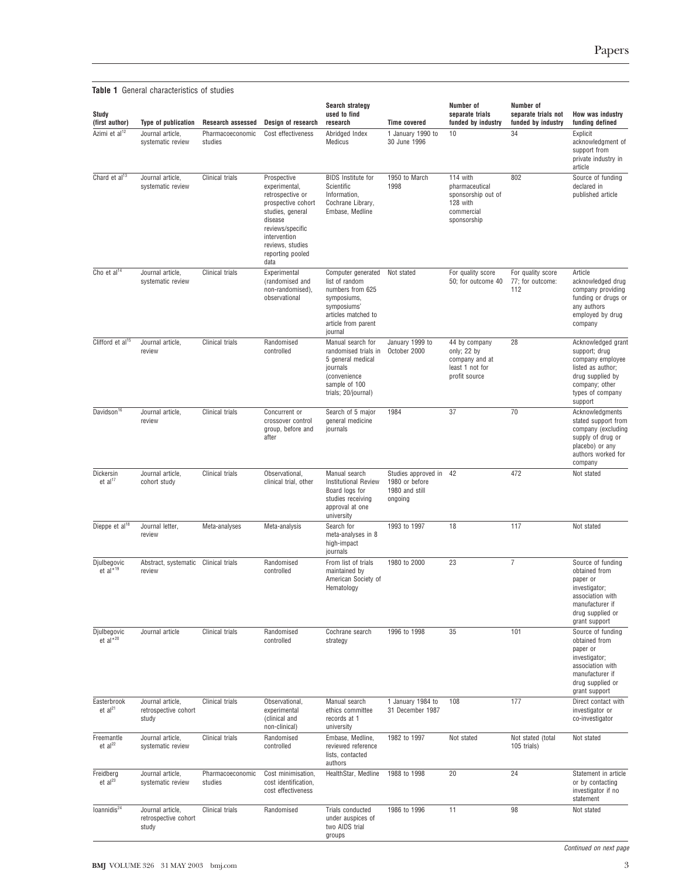**Table 1** General characteristics of studies

| Study (first author) | Type of publication | Research assessed | Design of research | Search strategy used to find research | Time covered | Number of separate trials funded by industry | Number of separate trials not funded by industry | How was industry funding defined |
|---|---|---|---|---|---|---|---|---|
| Azimi et al[12] | Journal article, systematic review | Pharmacoeconomic studies | Cost effectiveness | Abridged Index Medicus | 1 January 1990 to 30 June 1996 | 10 | 34 | Explicit acknowledgment of support from private industry in article |
| Chard et al[13] | Journal article, systematic review | Clinical trials | Prospective experimental, retrospective or prospective cohort studies, general disease reviews/specific intervention reviews, studies reporting pooled data | BIDS Institute for Scientific Information, Cochrane Library, Embase, Medline | 1950 to March 1998 | 114 with pharmaceutical sponsorship out of 128 with commercial sponsorship | 802 | Source of funding declared in published article |
| Cho et al[14] | Journal article, systematic review | Clinical trials | Experimental (randomised and non-randomised), observational | Computer generated list of random numbers from 625 symposiums, symposiums' articles matched to article from parent journal | Not stated | For quality score 50; for outcome 40 | For quality score 77; for outcome: 112 | Article acknowledged drug company providing funding or drugs or any authors employed by drug company |
| Clifford et al[15] | Journal article, review | Clinical trials | Randomised controlled | Manual search for randomised trials in 5 general medical journals (convenience sample of 100 trials; 20/journal) | January 1999 to October 2000 | 44 by company only; 22 by company and at least 1 not for profit source | 28 | Acknowledged grant support; drug company employee listed as author; drug supplied by company; other types of company support |
| Davidson[16] | Journal article, review | Clinical trials | Concurrent or crossover control group, before and after | Search of 5 major general medicine journals | 1984 | 37 | 70 | Acknowledgments stated support from company (excluding supply of drug or placebo) or any authors worked for company |
| Dickersin et al[17] | Journal article, cohort study | Clinical trials | Observational, clinical trial, other | Manual search Institutional Review Board logs for studies receiving approval at one university | Studies approved in 1980 or before 1980 and still ongoing | 42 | 472 | Not stated |
| Dieppe et al[18] | Journal letter, review | Meta-analyses | Meta-analysis | Search for meta-analyses in 8 high-impact journals | 1993 to 1997 | 18 | 117 | Not stated |
| Djulbegovic et al*[19] | Abstract, systematic review | Clinical trials | Randomised controlled | From list of trials maintained by American Society of Hematology | 1980 to 2000 | 23 | 7 | Source of funding obtained from paper or investigator; association with manufacturer if drug supplied or grant support |
| Djulbegovic et al*[20] | Journal article | Clinical trials | Randomised controlled | Cochrane search strategy | 1996 to 1998 | 35 | 101 | Source of funding obtained from paper or investigator; association with manufacturer if drug supplied or grant support |
| Easterbrook et al[21] | Journal article, retrospective cohort study | Clinical trials | Observational, experimental (clinical and non-clinical) | Manual search ethics committee records at 1 university | 1 January 1984 to 31 December 1987 | 108 | 177 | Direct contact with investigator or co-investigator |
| Freemantle et al[22] | Journal article, systematic review | Clinical trials | Randomised controlled | Embase, Medline, reviewed reference lists, contacted authors | 1982 to 1997 | Not stated | Not stated (total 105 trials) | Not stated |
| Freidberg et al[23] | Journal article, systematic review | Pharmacoeconomic studies | Cost minimisation, cost identification, cost effectiveness | HealthStar, Medline | 1988 to 1998 | 20 | 24 | Statement in article or by contacting investigator if no statement |
| Ioannidis[24] | Journal article, retrospective cohort study | Clinical trials | Randomised | Trials conducted under auspices of two AIDS trial groups | 1986 to 1996 | 11 | 98 | Not stated |

*Continued on next page*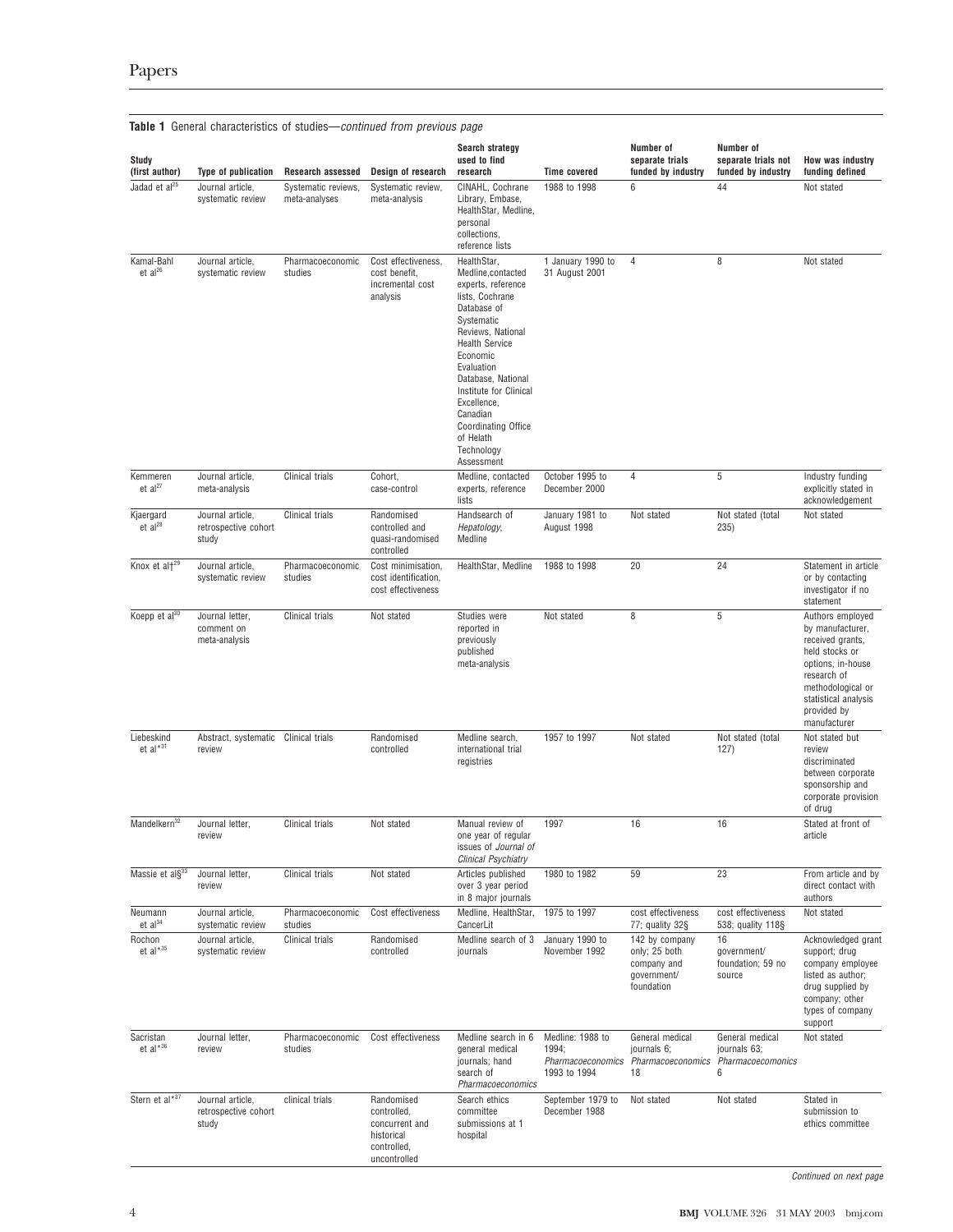**Table 1** General characteristics of studies—*continued from previous page*

| Study (first author) | Type of publication | Research assessed | Design of research | Search strategy used to find research | Time covered | Number of separate trials funded by industry | Number of separate trials not funded by industry | How was industry funding defined |
|---|---|---|---|---|---|---|---|---|
| Jadad et al[25] | Journal article, systematic review | Systematic reviews, meta-analyses | Systematic review, meta-analysis | CINAHL, Cochrane Library, Embase, HealthStar, Medline, personal collections, reference lists | 1988 to 1998 | 6 | 44 | Not stated |
| Kamal-Bahl et al[26] | Journal article, systematic review | Pharmacoeconomic studies | Cost effectiveness, cost benefit, incremental cost analysis | HealthStar, Medline,contacted experts, reference lists, Cochrane Database of Systematic Reviews, National Health Service Economic Evaluation Database, National Institute for Clinical Excellence, Canadian Coordinating Office of Helath Technology Assessment | 1 January 1990 to 31 August 2001 | 4 | 8 | Not stated |
| Kemmeren et al[27] | Journal article, meta-analysis | Clinical trials | Cohort, case-control | Medline, contacted experts, reference lists | October 1995 to December 2000 | 4 | 5 | Industry funding explicitly stated in acknowledgement |
| Kjaergard et al[28] | Journal article, retrospective cohort study | Clinical trials | Randomised controlled and quasi-randomised controlled | Handsearch of *Hepatology*, Medline | January 1981 to August 1998 | Not stated | Not stated (total 235) | Not stated |
| Knox et al†[29] | Journal article, systematic review | Pharmacoeconomic studies | Cost minimisation, cost identification, cost effectiveness | HealthStar, Medline | 1988 to 1998 | 20 | 24 | Statement in article or by contacting investigator if no statement |
| Koepp et al[30] | Journal letter, comment on meta-analysis | Clinical trials | Not stated | Studies were reported in previously published meta-analysis | Not stated | 8 | 5 | Authors employed by manufacturer, received grants, held stocks or options, in-house research of methodological or statistical analysis provided by manufacturer |
| Liebeskind et al*[31] | Abstract, systematic review | Clinical trials | Randomised controlled | Medline search, international trial registries | 1957 to 1997 | Not stated | Not stated (total 127) | Not stated but review discriminated between corporate sponsorship and corporate provision of drug |
| Mandelkern[32] | Journal letter, review | Clinical trials | Not stated | Manual review of one year of regular issues of *Journal of Clinical Psychiatry* | 1997 | 16 | 16 | Stated at front of article |
| Massie et al§[33] | Journal letter, review | Clinical trials | Not stated | Articles published over 3 year period in 8 major journals | 1980 to 1982 | 59 | 23 | From article and by direct contact with authors |
| Neumann et al[34] | Journal article, systematic review | Pharmacoeconomic studies | Cost effectiveness | Medline, HealthStar, CancerLit | 1975 to 1997 | cost effectiveness 77; quality 32§ | cost effectiveness 538; quality 118§ | Not stated |
| Rochon et al*[35] | Journal article, systematic review | Clinical trials | Randomised controlled | Medline search of 3 journals | January 1990 to November 1992 | 142 by company only; 25 both company and government/ foundation | 16 government/ foundation; 59 no source | Acknowledged grant support; drug company employee listed as author; drug supplied by company; other types of company support |
| Sacristan et al*[36] | Journal letter, review | Pharmacoeconomic studies | Cost effectiveness | Medline search in 6 general medical journals; hand search of *Pharmacoeconomics* | Medline: 1988 to 1994; *Pharmacoeconomics* 1993 to 1994 | General medical journals 6; *Pharmacoeconomics* 18 | General medical journals 63; *Pharmacoeconomics* 6 | Not stated |
| Stern et al*[37] | Journal article, retrospective cohort study | clinical trials | Randomised controlled, concurrent and historical controlled, uncontrolled | Search ethics committee submissions at 1 hospital | September 1979 to December 1988 | Not stated | Not stated | Stated in submission to ethics committee |

*Continued on next page*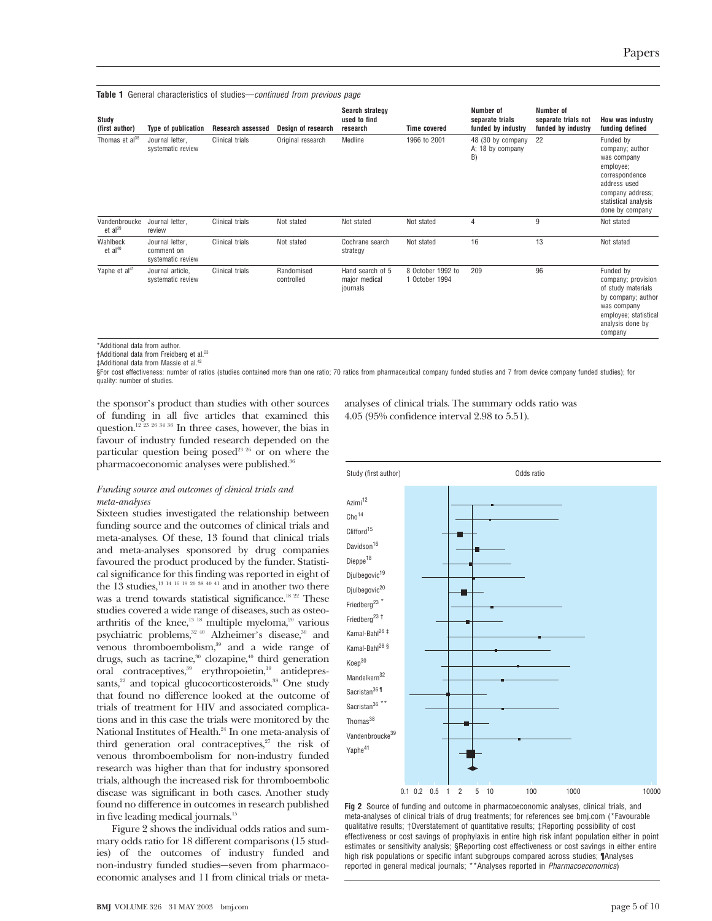**Table 1** General characteristics of studies—*continued from previous page*

| Study (first author) | Type of publication | Research assessed | Design of research | Search strategy used to find research | Time covered | Number of separate trials funded by industry | Number of separate trials not funded by industry | How was industry funding defined |
|---|---|---|---|---|---|---|---|---|
| Thomas et al[38] | Journal letter, systematic review | Clinical trials | Original research | Medline | 1966 to 2001 | 48 (30 by company A; 18 by company B) | 22 | Funded by company; author was company employee; correspondence address used company address; statistical analysis done by company |
| Vandenbroucke et al[39] | Journal letter, review | Clinical trials | Not stated | Not stated | Not stated | 4 | 9 | Not stated |
| Wahlbeck et al[40] | Journal letter, comment on systematic review | Clinical trials | Not stated | Cochrane search strategy | Not stated | 16 | 13 | Not stated |
| Yaphe et al[41] | Journal article, systematic review | Clinical trials | Randomised controlled | Hand search of 5 major medical journals | 8 October 1992 to 1 October 1994 | 209 | 96 | Funded by company; provision of study materials by company; author was company employee; statistical analysis done by company |

*Additional data from author.
†Additional data from Freidberg et al.[23]
‡Additional data from Massie et al.[42]
§For cost effectiveness: number of ratios (studies contained more than one ratio; 70 ratios from pharmaceutical company funded studies and 7 from device company funded studies); for quality: number of studies.

the sponsor's product than studies with other sources of funding in all five articles that examined this question.[12 23 26 34 36] In three cases, however, the bias in favour of industry funded research depended on the particular question being posed[23 26] or on where the pharmacoeconomic analyses were published.[36]

*Funding source and outcomes of clinical trials and meta-analyses*

Sixteen studies investigated the relationship between funding source and the outcomes of clinical trials and meta-analyses. Of these, 13 found that clinical trials and meta-analyses sponsored by drug companies favoured the product produced by the funder. Statistical significance for this finding was reported in eight of the 13 studies,[13 14 16 19 20 38 40 41] and in another two there was a trend towards statistical significance.[18 22] These studies covered a wide range of diseases, such as osteoarthritis of the knee,[13 18] multiple myeloma,[20] various psychiatric problems,[32 40] Alzheimer's disease,[30] and venous thromboembolism,[39] and a wide range of drugs, such as tacrine,[30] clozapine,[40] third generation oral contraceptives,[39] erythropoietin,[19] antidepressants,[22] and topical glucocorticosteroids.[38] One study that found no difference looked at the outcome of trials of treatment for HIV and associated complications and in this case the trials were monitored by the National Institutes of Health.[24] In one meta-analysis of third generation oral contraceptives,[27] the risk of venous thromboembolism for non-industry funded research was higher than that for industry sponsored trials, although the increased risk for thromboembolic disease was significant in both cases. Another study found no difference in outcomes in research published in five leading medical journals.[15]

Figure 2 shows the individual odds ratios and summary odds ratio for 18 different comparisons (15 studies) of the outcomes of industry funded and non-industry funded studies—seven from pharmacoeconomic analyses and 11 from clinical trials or meta-analyses of clinical trials. The summary odds ratio was 4.05 (95% confidence interval 2.98 to 5.51).

**Fig 2** Source of funding and outcome in pharmacoeconomic analyses, clinical trials, and meta-analyses of clinical trials of drug treatments; for references see bmj.com (*Favourable qualitative results; †Overstatement of quantitative results; ‡Reporting possibility of cost effectiveness or cost savings of prophylaxis in entire high risk infant population either in point estimates or sensitivity analysis; §Reporting cost effectiveness or cost savings in either entire high risk populations or specific infant subgroups compared across studies; ¶Analyses reported in general medical journals; **Analyses reported in *Pharmacoeconomics*)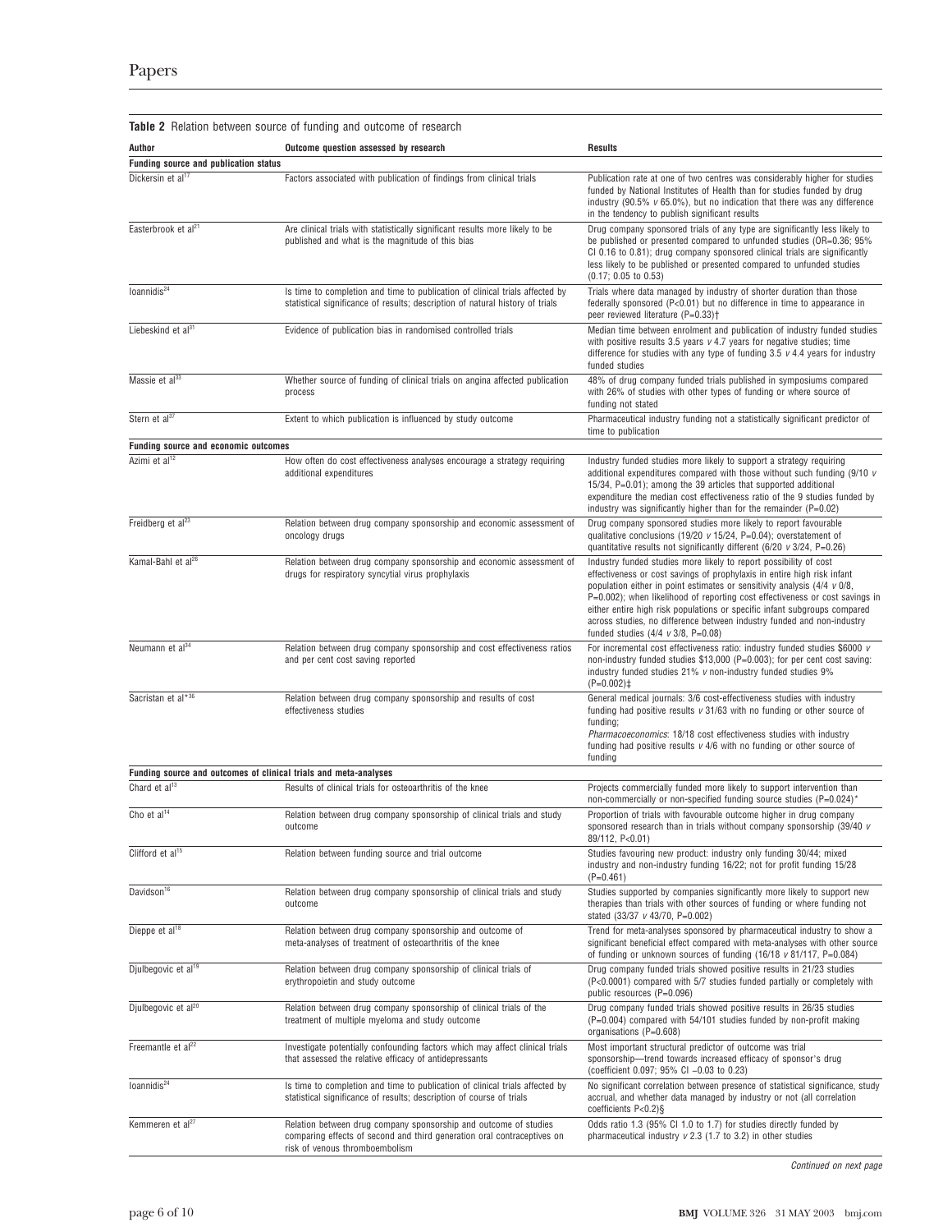**Table 2** Relation between source of funding and outcome of research

| Author | Outcome question assessed by research | Results |
|---|---|---|
| **Funding source and publication status** | | |
| Dickersin et al[17] | Factors associated with publication of findings from clinical trials | Publication rate at one of two centres was considerably higher for studies funded by National Institutes of Health than for studies funded by drug industry (90.5% *v* 65.0%), but no indication that there was any difference in the tendency to publish significant results |
| Easterbrook et al[21] | Are clinical trials with statistically significant results more likely to be published and what is the magnitude of this bias | Drug company sponsored trials of any type are significantly less likely to be published or presented compared to unfunded studies (OR=0.36; 95% CI 0.16 to 0.81); drug company sponsored clinical trials are significantly less likely to be published or presented compared to unfunded studies (0.17; 0.05 to 0.53) |
| Ioannidis[24] | Is time to completion and time to publication of clinical trials affected by statistical significance of results; description of natural history of trials | Trials where data managed by industry of shorter duration than those federally sponsored (P<0.01) but no difference in time to appearance in peer reviewed literature (P=0.33)† |
| Liebeskind et al[31] | Evidence of publication bias in randomised controlled trials | Median time between enrolment and publication of industry funded studies with positive results 3.5 years *v* 4.7 years for negative studies; time difference for studies with any type of funding 3.5 *v* 4.4 years for industry funded studies |
| Massie et al[33] | Whether source of funding of clinical trials on angina affected publication process | 48% of drug company funded trials published in symposiums compared with 26% of studies with other types of funding or where source of funding not stated |
| Stern et al[37] | Extent to which publication is influenced by study outcome | Pharmaceutical industry funding not a statistically significant predictor of time to publication |
| **Funding source and economic outcomes** | | |
| Azimi et al[12] | How often do cost effectiveness analyses encourage a strategy requiring additional expenditures | Industry funded studies more likely to support a strategy requiring additional expenditures compared with those without such funding (9/10 *v* 15/34, P=0.01); among the 39 articles that supported additional expenditure the median cost effectiveness ratio of the 9 studies funded by industry was significantly higher than for the remainder (P=0.02) |
| Freidberg et al[23] | Relation between drug company sponsorship and economic assessment of oncology drugs | Drug company sponsored studies more likely to report favourable qualitative conclusions (19/20 *v* 15/24, P=0.04); overstatement of quantitative results not significantly different (6/20 *v* 3/24, P=0.26) |
| Kamal-Bahl et al[26] | Relation between drug company sponsorship and economic assessment of drugs for respiratory syncytial virus prophylaxis | Industry funded studies more likely to report possibility of cost effectiveness or cost savings of prophylaxis in entire high risk infant population either in point estimates or sensitivity analysis (4/4 *v* 0/8, P=0.002); when likelihood of reporting cost effectiveness or cost savings in either entire high risk populations or specific infant subgroups compared across studies, no difference between industry funded and non-industry funded studies (4/4 *v* 3/8, P=0.08) |
| Neumann et al[34] | Relation between drug company sponsorship and cost effectiveness ratios and per cent cost saving reported | For incremental cost effectiveness ratio: industry funded studies $6000 *v* non-industry funded studies $13,000 (P=0.003); for per cent cost saving: industry funded studies 21% *v* non-industry funded studies 9% (P=0.002)‡ |
| Sacristan et al*[36] | Relation between drug company sponsorship and results of cost effectiveness studies | General medical journals: 3/6 cost-effectiveness studies with industry funding had positive results *v* 31/63 with no funding or other source of funding; *Pharmacoeconomics*: 18/18 cost effectiveness studies with industry funding had positive results *v* 4/6 with no funding or other source of funding |
| **Funding source and outcomes of clinical trials and meta-analyses** | | |
| Chard et al[13] | Results of clinical trials for osteoarthritis of the knee | Projects commercially funded more likely to support intervention than non-commercially or non-specified funding source studies (P=0.024)* |
| Cho et al[14] | Relation between drug company sponsorship of clinical trials and study outcome | Proportion of trials with favourable outcome higher in drug company sponsored research than in trials without company sponsorship (39/40 *v* 89/112, P<0.01) |
| Clifford et al[15] | Relation between funding source and trial outcome | Studies favouring new product: industry only funding 30/44; mixed industry and non-industry funding 16/22; not for profit funding 15/28 (P=0.461) |
| Davidson[16] | Relation between drug company sponsorship of clinical trials and study outcome | Studies supported by companies significantly more likely to support new therapies than trials with other sources of funding or where funding not stated (33/37 *v* 43/70, P=0.002) |
| Dieppe et al[18] | Relation between drug company sponsorship and outcome of meta-analyses of treatment of osteoarthritis of the knee | Trend for meta-analyses sponsored by pharmaceutical industry to show a significant beneficial effect compared with meta-analyses with other source of funding or unknown sources of funding (16/18 *v* 81/117, P=0.084) |
| Djulbegovic et al[19] | Relation between drug company sponsorship of clinical trials of erythropoietin and study outcome | Drug company funded trials showed positive results in 21/23 studies (P<0.0001) compared with 5/7 studies funded partially or completely with public resources (P=0.096) |
| Djulbegovic et al[20] | Relation between drug company sponsorship of clinical trials of the treatment of multiple myeloma and study outcome | Drug company funded trials showed positive results in 26/35 studies (P=0.004) compared with 54/101 studies funded by non-profit making organisations (P=0.608) |
| Freemantle et al[22] | Investigate potentially confounding factors which may affect clinical trials that assessed the relative efficacy of antidepressants | Most important structural predictor of outcome was trial sponsorship—trend towards increased efficacy of sponsor's drug (coefficient 0.097; 95% CI −0.03 to 0.23) |
| Ioannidis[24] | Is time to completion and time to publication of clinical trials affected by statistical significance of results; description of course of trials | No significant correlation between presence of statistical significance, study accrual, and whether data managed by industry or not (all correlation coefficients P<0.2)§ |
| Kemmeren et al[27] | Relation between drug company sponsorship and outcome of studies comparing effects of second and third generation oral contraceptives on risk of venous thromboembolism | Odds ratio 1.3 (95% CI 1.0 to 1.7) for studies directly funded by pharmaceutical industry *v* 2.3 (1.7 to 3.2) in other studies |

*Continued on next page*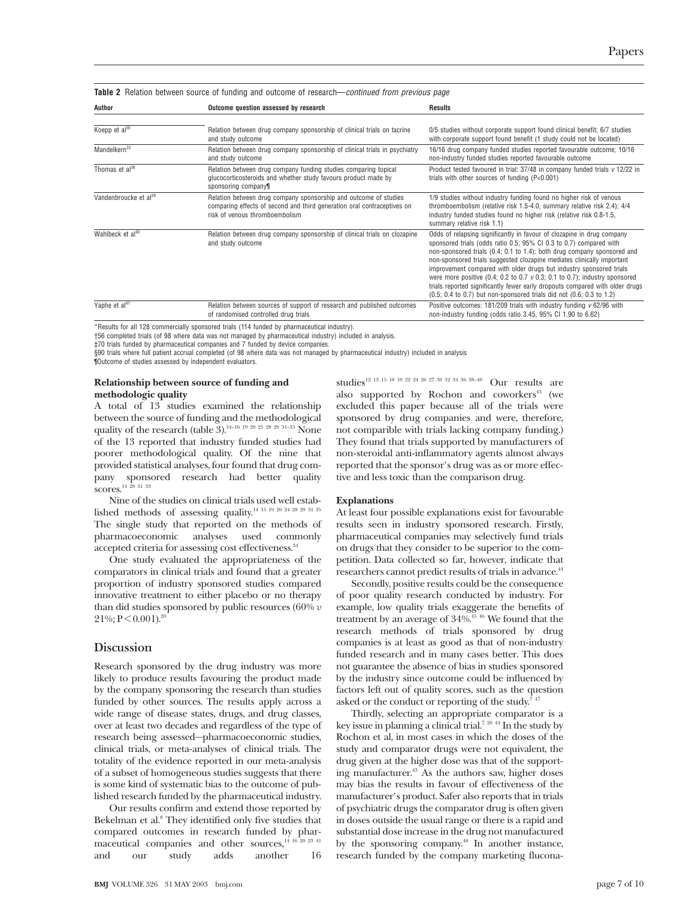**Table 2** Relation between source of funding and outcome of research—*continued from previous page*

| Author | Outcome question assessed by research | Results |
|---|---|---|
| Koepp et al[30] | Relation between drug company sponsorship of clinical trials on tacrine and study outcome | 0/5 studies without corporate support found clinical benefit; 6/7 studies with corporate support found benefit (1 study could not be located) |
| Mandelkern[32] | Relation between drug company sponsorship of clinical trials in psychiatry and study outcome | 16/16 drug company funded studies reported favourable outcome; 10/16 non-industry funded studies reported favourable outcome |
| Thomas et al[38] | Relation between drug company funding studies comparing topical glucocorticosteroids and whether study favours product made by sponsoring company¶ | Product tested favoured in trial: 37/48 in company funded trials *v* 12/22 in trials with other sources of funding (P<0.001) |
| Vandenbroucke et al[39] | Relation between drug company sponsorship and outcome of studies comparing effects of second and third generation oral contraceptives on risk of venous thromboembolism | 1/9 studies without industry funding found no higher risk of venous thromboembolism (relative risk 1.5-4.0, summary relative risk 2.4); 4/4 industry funded studies found no higher risk (relative risk 0.8-1.5, summary relative risk 1.1) |
| Wahlbeck et al[40] | Relation between drug company sponsorship of clinical trials on clozapine and study outcome | Odds of relapsing significantly in favour of clozapine in drug company sponsored trials (odds ratio 0.5; 95% CI 0.3 to 0.7) compared with non-sponsored trials (0.4; 0.1 to 1.4); both drug company sponsored and non-sponsored trials suggested clozapine mediates clinically important improvement compared with older drugs but industry sponsored trials were more positive (0.4; 0.2 to 0.7 *v* 0.3; 0.1 to 0.7); industry sponsored trials reported significantly fewer early dropouts compared with older drugs (0.5; 0.4 to 0.7) but non-sponsored trials did not (0.6; 0.3 to 1.2) |
| Yaphe et al[41] | Relation between sources of support of research and published outcomes of randomised controlled drug trials | Positive outcomes: 181/209 trials with industry funding *v* 62/96 with non-industry funding (odds ratio 3.45, 95% CI 1.90 to 6.62) |

*Results for all 128 commercially sponsored trials (114 funded by pharmaceutical industry).
†56 completed trials (of 98 where data was not managed by pharmaceutical industry) included in analysis.
‡70 trials funded by pharmaceutical companies and 7 funded by device companies.
§90 trials where full patient accrual completed (of 98 where data was not managed by pharmaceutical industry) included in analysis
¶Outcome of studies assessed by independent evaluators.

**Relationship between source of funding and methodologic quality**

A total of 13 studies examined the relationship between the source of funding and the methodological quality of the research (table 3).[14-16 19 20 25 28 29 31-35] None of the 13 reported that industry funded studies had poorer methodological quality. Of the nine that provided statistical analyses, four found that drug company sponsored research had better quality scores.[14 28 31 33]

Nine of the studies on clinical trials used well established methods of assessing quality.[14 15 19 20 24 28 29 31 35] The single study that reported on the methods of pharmacoeconomic analyses used commonly accepted criteria for assessing cost effectiveness.[34]

One study evaluated the appropriateness of the comparators in clinical trials and found that a greater proportion of industry sponsored studies compared innovative treatment to either placebo or no therapy than did studies sponsored by public resources (60% *v* 21%; P<0.001).[20]

## Discussion

Research sponsored by the drug industry was more likely to produce results favouring the product made by the company sponsoring the research than studies funded by other sources. The results apply across a wide range of disease states, drugs, and drug classes, over at least two decades and regardless of the type of research being assessed—pharmacoeconomic studies, clinical trials, or meta-analyses of clinical trials. The totality of the evidence reported in our meta-analysis of a subset of homogeneous studies suggests that there is some kind of systematic bias to the outcome of published research funded by the pharmaceutical industry.

Our results confirm and extend those reported by Bekelman et al.[8] They identified only five studies that compared outcomes in research funded by pharmaceutical companies and other sources,[14 16 20 23 41] and our study adds another 16 studies[12 13 15 18 19 22 24 26 27 30 32 34 36 38-40] Our results are also supported by Rochon and coworkers[43] (we excluded this paper because all of the trials were sponsored by drug companies and were, therefore, not comparible with trials lacking company funding.) They found that trials supported by manufacturers of non-steroidal anti-inflammatory agents almost always reported that the sponsor's drug was as or more effective and less toxic than the comparison drug.

**Explanations**

At least four possible explanations exist for favourable results seen in industry sponsored research. Firstly, pharmaceutical companies may selectively fund trials on drugs that they consider to be superior to the competition. Data collected so far, however, indicate that researchers cannot predict results of trials in advance.[44]

Secondly, positive results could be the consequence of poor quality research conducted by industry. For example, low quality trials exaggerate the benefits of treatment by an average of 34%.[45 46] We found that the research methods of trials sponsored by drug companies is at least as good as that of non-industry funded research and in many cases better. This does not guarantee the absence of bias in studies sponsored by the industry since outcome could be influenced by factors left out of quality scores, such as the question asked or the conduct or reporting of the study.[7 47]

Thirdly, selecting an appropriate comparator is a key issue in planning a clinical trial.[7 20 44] In the study by Rochon et al, in most cases in which the doses of the study and comparator drugs were not equivalent, the drug given at the higher dose was that of the supporting manufacturer.[43] As the authors saw, higher doses may bias the results in favour of effectiveness of the manufacturer's product. Safer also reports that in trials of psychiatric drugs the comparator drug is often given in doses outside the usual range or there is a rapid and substantial dose increase in the drug not manufactured by the sponsoring company.[48] In another instance, research funded by the company marketing flucona-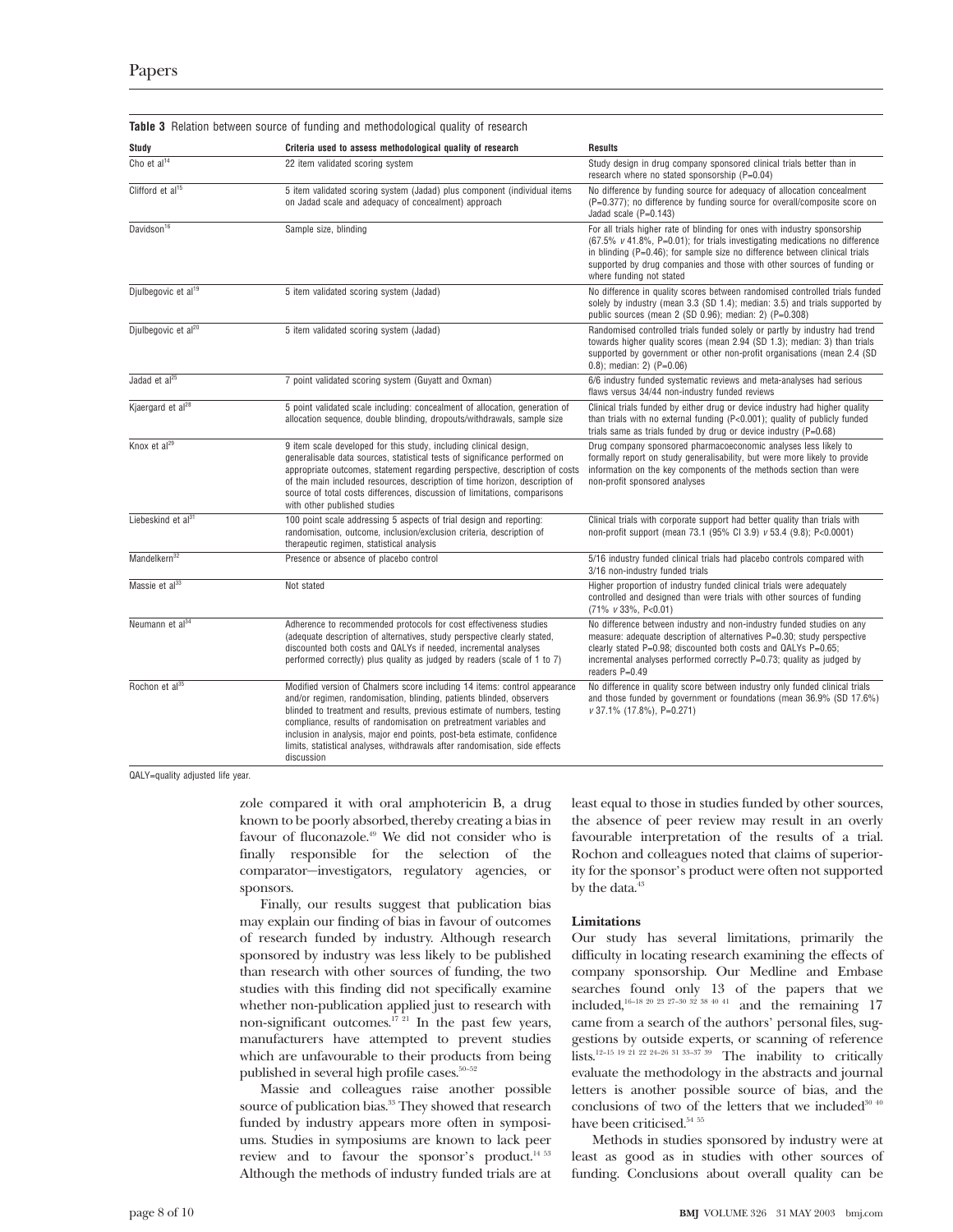**Table 3** Relation between source of funding and methodological quality of research

| Study | Criteria used to assess methodological quality of research | Results |
| --- | --- | --- |
| Cho et al[14] | 22 item validated scoring system | Study design in drug company sponsored clinical trials better than in research where no stated sponsorship (P=0.04) |
| Clifford et al[15] | 5 item validated scoring system (Jadad) plus component (individual items on Jadad scale and adequacy of concealment) approach | No difference by funding source for adequacy of allocation concealment (P=0.377); no difference by funding source for overall/composite score on Jadad scale (P=0.143) |
| Davidson[16] | Sample size, blinding | For all trials higher rate of blinding for ones with industry sponsorship (67.5% *v* 41.8%, P=0.01); for trials investigating medications no difference in blinding (P=0.46); for sample size no difference between clinical trials supported by drug companies and those with other sources of funding or where funding not stated |
| Djulbegovic et al[19] | 5 item validated scoring system (Jadad) | No difference in quality scores between randomised controlled trials funded solely by industry (mean 3.3 (SD 1.4); median: 3.5) and trials supported by public sources (mean 2 (SD 0.96); median: 2) (P=0.308) |
| Djulbegovic et al[20] | 5 item validated scoring system (Jadad) | Randomised controlled trials funded solely or partly by industry had trend towards higher quality scores (mean 2.94 (SD 1.3); median: 3) than trials supported by government or other non-profit organisations (mean 2.4 (SD 0.8); median: 2) (P=0.06) |
| Jadad et al[25] | 7 point validated scoring system (Guyatt and Oxman) | 6/6 industry funded systematic reviews and meta-analyses had serious flaws versus 34/44 non-industry funded reviews |
| Kjaergard et al[28] | 5 point validated scale including: concealment of allocation, generation of allocation sequence, double blinding, dropouts/withdrawals, sample size | Clinical trials funded by either drug or device industry had higher quality than trials with no external funding (P<0.001); quality of publicly funded trials same as trials funded by drug or device industry (P=0.68) |
| Knox et al[29] | 9 item scale developed for this study, including clinical design, generalisable data sources, statistical tests of significance performed on appropriate outcomes, statement regarding perspective, description of costs of the main included resources, description of time horizon, description of source of total costs differences, discussion of limitations, comparisons with other published studies | Drug company sponsored pharmacoeconomic analyses less likely to formally report on study generalisability, but were more likely to provide information on the key components of the methods section than were non-profit sponsored analyses |
| Liebeskind et al[31] | 100 point scale addressing 5 aspects of trial design and reporting: randomisation, outcome, inclusion/exclusion criteria, description of therapeutic regimen, statistical analysis | Clinical trials with corporate support had better quality than trials with non-profit support (mean 73.1 (95% CI 3.9) *v* 53.4 (9.8); P<0.0001) |
| Mandelkern[32] | Presence or absence of placebo control | 5/16 industry funded clinical trials had placebo controls compared with 3/16 non-industry funded trials |
| Massie et al[33] | Not stated | Higher proportion of industry funded clinical trials were adequately controlled and designed than were trials with other sources of funding (71% *v* 33%, P<0.01) |
| Neumann et al[34] | Adherence to recommended protocols for cost effectiveness studies (adequate description of alternatives, study perspective clearly stated, discounted both costs and QALYs if needed, incremental analyses performed correctly) plus quality as judged by readers (scale of 1 to 7) | No difference between industry and non-industry funded studies on any measure: adequate description of alternatives P=0.30; study perspective clearly stated P=0.98; discounted both costs and QALYs P=0.65; incremental analyses performed correctly P=0.73; quality as judged by readers P=0.49 |
| Rochon et al[35] | Modified version of Chalmers score including 14 items: control appearance and/or regimen, randomisation, blinding, patients blinded, observers blinded to treatment and results, previous estimate of numbers, testing compliance, results of randomisation on pretreatment variables and inclusion in analysis, major end points, post-beta estimate, confidence limits, statistical analyses, withdrawals after randomisation, side effects discussion | No difference in quality score between industry only funded clinical trials and those funded by government or foundations (mean 36.9% (SD 17.6%) *v* 37.1% (17.8%), P=0.271) |

QALY=quality adjusted life year.

zole compared it with oral amphotericin B, a drug known to be poorly absorbed, thereby creating a bias in favour of fluconazole.[49] We did not consider who is finally responsible for the selection of the comparator—investigators, regulatory agencies, or sponsors.

Finally, our results suggest that publication bias may explain our finding of bias in favour of outcomes of research funded by industry. Although research sponsored by industry was less likely to be published than research with other sources of funding, the two studies with this finding did not specifically examine whether non-publication applied just to research with non-significant outcomes.[17 21] In the past few years, manufacturers have attempted to prevent studies which are unfavourable to their products from being published in several high profile cases.[50–52]

Massie and colleagues raise another possible source of publication bias.[33] They showed that research funded by industry appears more often in symposiums. Studies in symposiums are known to lack peer review and to favour the sponsor's product.[14 53] Although the methods of industry funded trials are at least equal to those in studies funded by other sources, the absence of peer review may result in an overly favourable interpretation of the results of a trial. Rochon and colleagues noted that claims of superiority for the sponsor's product were often not supported by the data.[43]

#### Limitations

Our study has several limitations, primarily the difficulty in locating research examining the effects of company sponsorship. Our Medline and Embase searches found only 13 of the papers that we included,[16–18 20 23 27–30 32 38 40 41] and the remaining 17 came from a search of the authors' personal files, suggestions by outside experts, or scanning of reference lists.[12–15 19 21 22 24–26 31 33–37 39] The inability to critically evaluate the methodology in the abstracts and journal letters is another possible source of bias, and the conclusions of two of the letters that we included[30 40] have been criticised.[54 55]

Methods in studies sponsored by industry were at least as good as in studies with other sources of funding. Conclusions about overall quality can be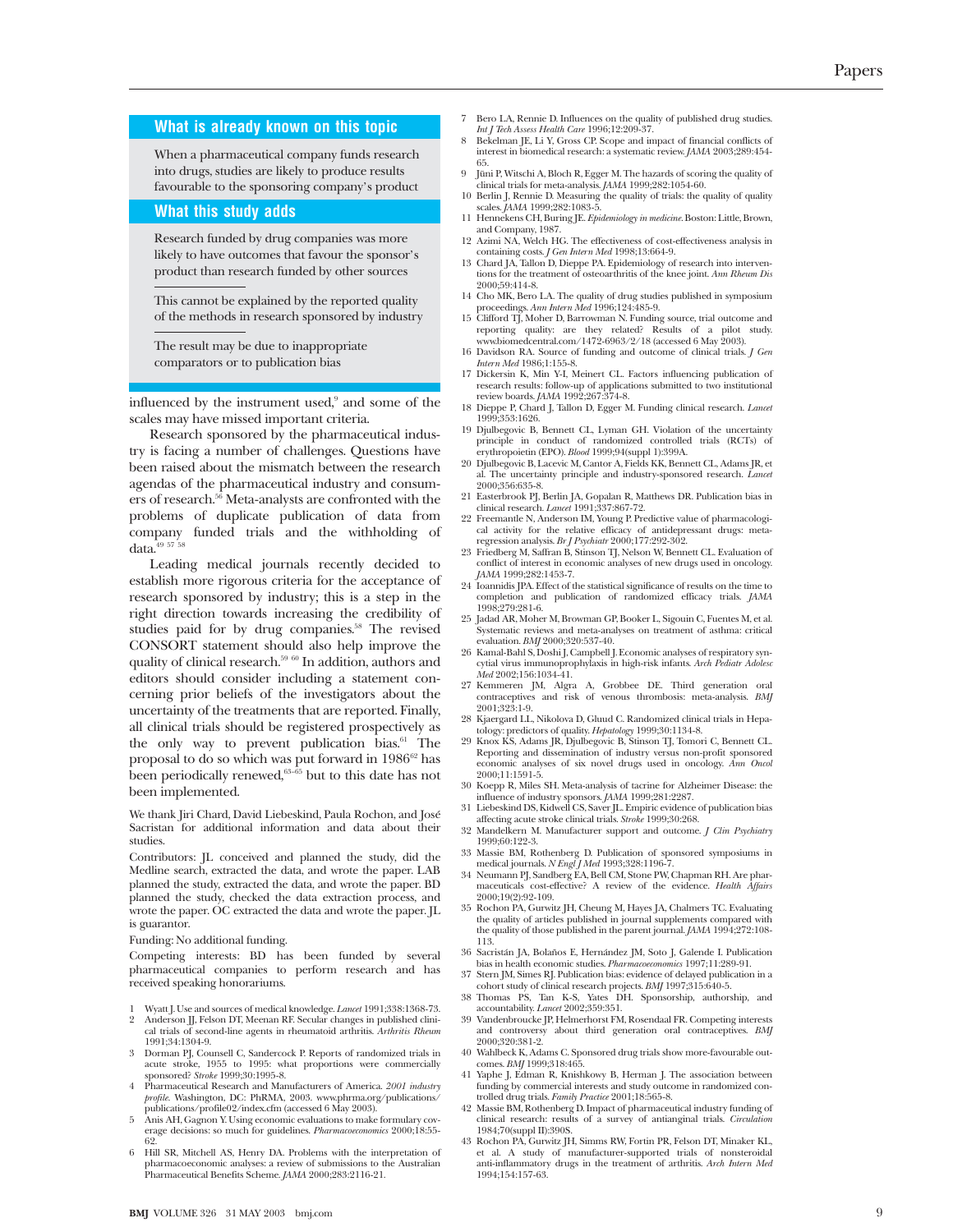## What is already known on this topic

When a pharmaceutical company funds research into drugs, studies are likely to produce results favourable to the sponsoring company's product

## What this study adds

Research funded by drug companies was more likely to have outcomes that favour the sponsor's product than research funded by other sources

This cannot be explained by the reported quality of the methods in research sponsored by industry

The result may be due to inappropriate comparators or to publication bias

influenced by the instrument used,[9] and some of the scales may have missed important criteria.

Research sponsored by the pharmaceutical industry is facing a number of challenges. Questions have been raised about the mismatch between the research agendas of the pharmaceutical industry and consumers of research.[56] Meta-analysts are confronted with the problems of duplicate publication of data from company funded trials and the withholding of data.[49 57 58]

Leading medical journals recently decided to establish more rigorous criteria for the acceptance of research sponsored by industry; this is a step in the right direction towards increasing the credibility of studies paid for by drug companies.[58] The revised CONSORT statement should also help improve the quality of clinical research.[59 60] In addition, authors and editors should consider including a statement concerning prior beliefs of the investigators about the uncertainty of the treatments that are reported. Finally, all clinical trials should be registered prospectively as the only way to prevent publication bias.[61] The proposal to do so which was put forward in 1986[62] has been periodically renewed,[63–65] but to this date has not been implemented.

We thank Jiri Chard, David Liebeskind, Paula Rochon, and José Sacristan for additional information and data about their studies.

Contributors: JL conceived and planned the study, did the Medline search, extracted the data, and wrote the paper. LAB planned the study, extracted the data, and wrote the paper. BD planned the study, checked the data extraction process, and wrote the paper. OC extracted the data and wrote the paper. JL is guarantor.

Funding: No additional funding.

Competing interests: BD has been funded by several pharmaceutical companies to perform research and has received speaking honorariums.

1. Wyatt J. Use and sources of medical knowledge. *Lancet* 1991;338:1368-73.
2. Anderson JJ, Felson DT, Meenan RF. Secular changes in published clinical trials of second-line agents in rheumatoid arthritis. *Arthritis Rheum* 1991;34:1304-9.
3. Dorman PJ, Counsell C, Sandercock P. Reports of randomized trials in acute stroke, 1955 to 1995: what proportions were commercially sponsored? *Stroke* 1999;30:1995-8.
4. Pharmaceutical Research and Manufacturers of America. *2001 industry profile*. Washington, DC: PhRMA, 2003. www.phrma.org/publications/publications/profile02/index.cfm (accessed 6 May 2003).
5. Anis AH, Gagnon Y. Using economic evaluations to make formulary coverage decisions: so much for guidelines. *Pharmacoeconomics* 2000;18:55-62.
6. Hill SR, Mitchell AS, Henry DA. Problems with the interpretation of pharmacoeconomic analyses: a review of submissions to the Australian Pharmaceutical Benefits Scheme. *JAMA* 2000;283:2116-21.
7. Bero LA, Rennie D. Influences on the quality of published drug studies. *Int J Tech Assess Health Care* 1996;12:209-37.
8. Bekelman JE, Li Y, Gross CP. Scope and impact of financial conflicts of interest in biomedical research: a systematic review. *JAMA* 2003;289:454-65.
9. Jüni P, Witschi A, Bloch R, Egger M. The hazards of scoring the quality of clinical trials for meta-analysis. *JAMA* 1999;282:1054-60.
10. Berlin J, Rennie D. Measuring the quality of trials: the quality of quality scales. *JAMA* 1999;282:1083-5.
11. Hennekens CH, Buring JE. *Epidemiology in medicine*. Boston: Little, Brown, and Company, 1987.
12. Azimi NA, Welch HG. The effectiveness of cost-effectiveness analysis in containing costs. *J Gen Intern Med* 1998;13:664-9.
13. Chard JA, Tallon D, Dieppe PA. Epidemiology of research into interventions for the treatment of osteoarthritis of the knee joint. *Ann Rheum Dis* 2000;59:414-8.
14. Cho MK, Bero LA. The quality of drug studies published in symposium proceedings. *Ann Intern Med* 1996;124:485-9.
15. Clifford TJ, Moher D, Barrowman N. Funding source, trial outcome and reporting quality: are they related? Results of a pilot study. www.biomedcentral.com/1472-6963/2/18 (accessed 6 May 2003).
16. Davidson RA. Source of funding and outcome of clinical trials. *J Gen Intern Med* 1986;1:155-8.
17. Dickersin K, Min Y-I, Meinert CL. Factors influencing publication of research results: follow-up of applications submitted to two institutional review boards. *JAMA* 1992;267:374-8.
18. Dieppe P, Chard J, Tallon D, Egger M. Funding clinical research. *Lancet* 1999;353:1626.
19. Djulbegovic B, Bennett CL, Lyman GH. Violation of the uncertainty principle in conduct of randomized controlled trials (RCTs) of erythropoietin (EPO). *Blood* 1999;94(suppl 1):399A.
20. Djulbegovic B, Lacevic M, Cantor A, Fields KK, Bennett CL, Adams JR, et al. The uncertainty principle and industry-sponsored research. *Lancet* 2000;356:635-8.
21. Easterbrook PJ, Berlin JA, Gopalan R, Matthews DR. Publication bias in clinical research. *Lancet* 1991;337:867-72.
22. Freemantle N, Anderson IM, Young P. Predictive value of pharmacological activity for the relative efficacy of antidepressant drugs: meta-regression analysis. *Br J Psychiatr* 2000;177:292-302.
23. Friedberg M, Saffran B, Stinson TJ, Nelson W, Bennett CL. Evaluation of conflict of interest in economic analyses of new drugs used in oncology. *JAMA* 1999;282:1453-7.
24. Ioannidis JPA. Effect of the statistical significance of results on the time to completion and publication of randomized efficacy trials. *JAMA* 1998;279:281-6.
25. Jadad AR, Moher M, Browman GP, Booker L, Sigouin C, Fuentes M, et al. Systematic reviews and meta-analyses on treatment of asthma: critical evaluation. *BMJ* 2000;320:537-40.
26. Kamal-Bahl S, Doshi J, Campbell J. Economic analyses of respiratory syncytial virus immunoprophylaxis in high-risk infants. *Arch Pediatr Adolesc Med* 2002;156:1034-41.
27. Kemmeren JM, Algra A, Grobbee DE. Third generation oral contraceptives and risk of venous thrombosis: meta-analysis. *BMJ* 2001;323:1-9.
28. Kjaergard LL, Nikolova D, Gluud C. Randomized clinical trials in Hepatology: predictors of quality. *Hepatology* 1999;30:1134-8.
29. Knox KS, Adams JR, Djulbegovic B, Stinson TJ, Tomori C, Bennett CL. Reporting and dissemination of industry versus non-profit sponsored economic analyses of six novel drugs used in oncology. *Ann Oncol* 2000;11:1591-5.
30. Koepp R, Miles SH. Meta-analysis of tacrine for Alzheimer Disease: the influence of industry sponsors. *JAMA* 1999;281:2287.
31. Liebeskind DS, Kidwell CS, Saver JL. Empiric evidence of publication bias affecting acute stroke clinical trials. *Stroke* 1999;30:268.
32. Mandelkern M. Manufacturer support and outcome. *J Clin Psychiatry* 1999;60:122-3.
33. Massie BM, Rothenberg D. Publication of sponsored symposiums in medical journals. *N Engl J Med* 1993;328:1196-7.
34. Neumann PJ, Sandberg EA, Bell CM, Stone PW, Chapman RH. Are pharmaceuticals cost-effective? A review of the evidence. *Health Affairs* 2000;19(2):92-109.
35. Rochon PA, Gurwitz JH, Cheung M, Hayes JA, Chalmers TC. Evaluating the quality of articles published in journal supplements compared with the quality of those published in the parent journal. *JAMA* 1994;272:108-113.
36. Sacristán JA, Bolaños E, Hernández JM, Soto J, Galende I. Publication bias in health economic studies. *Pharmacoeconomics* 1997;11:289-91.
37. Stern JM, Simes RJ. Publication bias: evidence of delayed publication in a cohort study of clinical research projects. *BMJ* 1997;315:640-5.
38. Thomas PS, Tan K-S, Yates DH. Sponsorship, authorship, and accountability. *Lancet* 2002;359:351.
39. Vandenbroucke JP, Helmerhorst FM, Rosendaal FR. Competing interests and controversy about third generation oral contraceptives. *BMJ* 2000;320:381-2.
40. Wahlbeck K, Adams C. Sponsored drug trials show more-favourable outcomes. *BMJ* 1999;318:465.
41. Yaphe J, Edman R, Knishkowy B, Herman J. The association between funding by commercial interests and study outcome in randomized controlled drug trials. *Family Practice* 2001;18:565-8.
42. Massie BM, Rothenberg D. Impact of pharmaceutical industry funding of clinical research: results of a survey of antianginal trials. *Circulation* 1984;70(suppl II):390S.
43. Rochon PA, Gurwitz JH, Simms RW, Fortin PR, Felson DT, Minaker KL, et al. A study of manufacturer-supported trials of nonsteroidal anti-inflammatory drugs in the treatment of arthritis. *Arch Intern Med* 1994;154:157-63.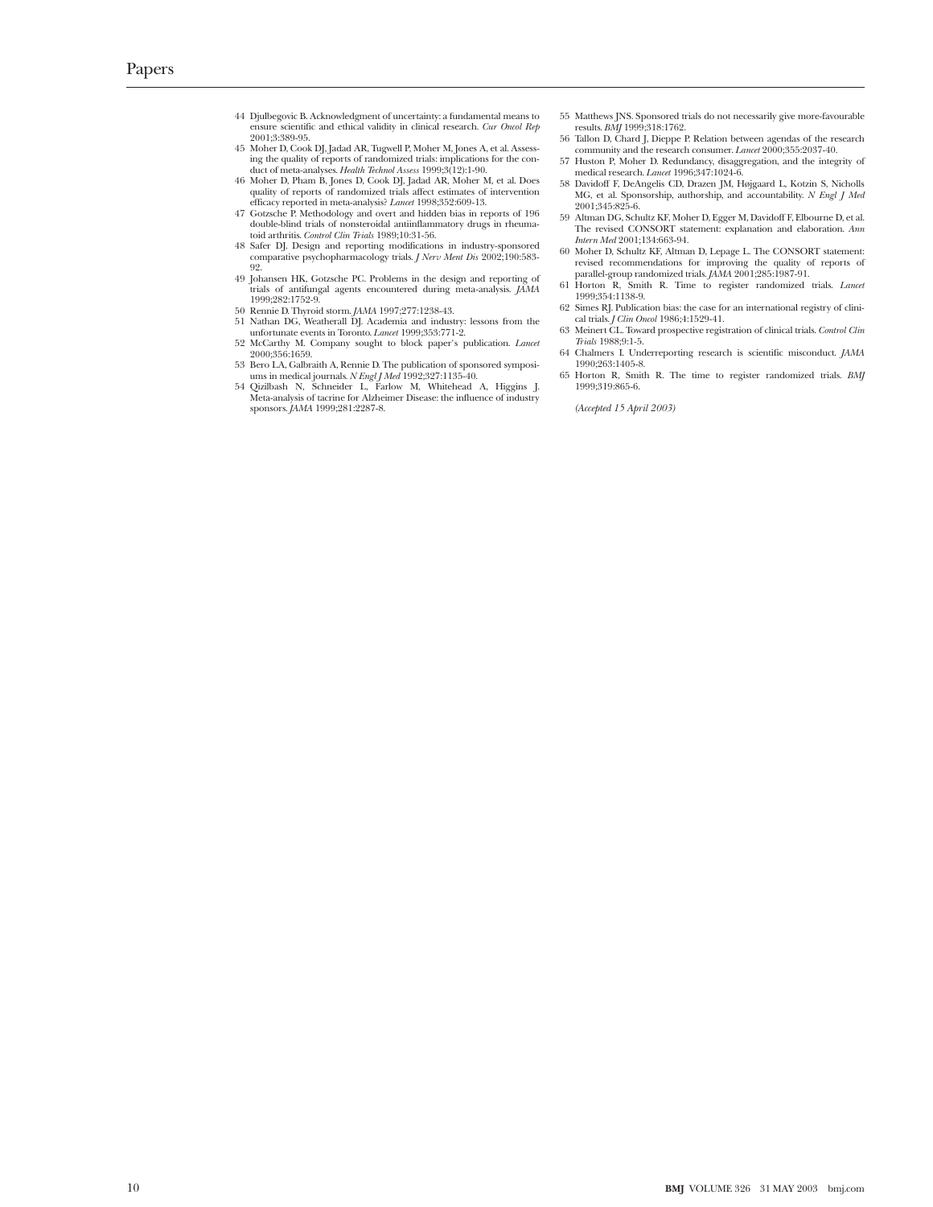44 Djulbegovic B. Acknowledgment of uncertainty: a fundamental means to ensure scientific and ethical validity in clinical research. *Cur Oncol Rep* 2001;3:389-95.
45 Moher D, Cook DJ, Jadad AR, Tugwell P, Moher M, Jones A, et al. Assessing the quality of reports of randomized trials: implications for the conduct of meta-analyses. *Health Technol Assess* 1999;3(12):1-90.
46 Moher D, Pham B, Jones D, Cook DJ, Jadad AR, Moher M, et al. Does quality of reports of randomized trials affect estimates of intervention efficacy reported in meta-analysis? *Lancet* 1998;352:609-13.
47 Gotzsche P. Methodology and overt and hidden bias in reports of 196 double-blind trials of nonsteroidal antiinflammatory drugs in rheumatoid arthritis. *Control Clin Trials* 1989;10:31-56.
48 Safer DJ. Design and reporting modifications in industry-sponsored comparative psychopharmacology trials. *J Nerv Ment Dis* 2002;190:583-92.
49 Johansen HK, Gotzsche PC. Problems in the design and reporting of trials of antifungal agents encountered during meta-analysis. *JAMA* 1999;282:1752-9.
50 Rennie D. Thyroid storm. *JAMA* 1997;277:1238-43.
51 Nathan DG, Weatherall DJ. Academia and industry: lessons from the unfortunate events in Toronto. *Lancet* 1999;353:771-2.
52 McCarthy M. Company sought to block paper's publication. *Lancet* 2000;356:1659.
53 Bero LA, Galbraith A, Rennie D. The publication of sponsored symposiums in medical journals. *N Engl J Med* 1992;327:1135-40.
54 Qizilbash N, Schneider L, Farlow M, Whitehead A, Higgins J. Meta-analysis of tacrine for Alzheimer Disease: the influence of industry sponsors. *JAMA* 1999;281:2287-8.
55 Matthews JNS. Sponsored trials do not necessarily give more-favourable results. *BMJ* 1999;318:1762.
56 Tallon D, Chard J, Dieppe P. Relation between agendas of the research community and the research consumer. *Lancet* 2000;355:2037-40.
57 Huston P, Moher D. Redundancy, disaggregation, and the integrity of medical research. *Lancet* 1996;347:1024-6.
58 Davidoff F, DeAngelis CD, Drazen JM, Højgaard L, Kotzin S, Nicholls MG, et al. Sponsorship, authorship, and accountability. *N Engl J Med* 2001;345:825-6.
59 Altman DG, Schultz KF, Moher D, Egger M, Davidoff F, Elbourne D, et al. The revised CONSORT statement: explanation and elaboration. *Ann Intern Med* 2001;134:663-94.
60 Moher D, Schultz KF, Altman D, Lepage L. The CONSORT statement: revised recommendations for improving the quality of reports of parallel-group randomized trials. *JAMA* 2001;285:1987-91.
61 Horton R, Smith R. Time to register randomized trials. *Lancet* 1999;354:1138-9.
62 Simes RJ. Publication bias: the case for an international registry of clinical trials. *J Clin Oncol* 1986;4:1529-41.
63 Meinert CL. Toward prospective registration of clinical trials. *Control Clin Trials* 1988;9:1-5.
64 Chalmers I. Underreporting research is scientific misconduct. *JAMA* 1990;263:1405-8.
65 Horton R, Smith R. The time to register randomized trials. *BMJ* 1999;319:865-6.

*(Accepted 15 April 2003)*